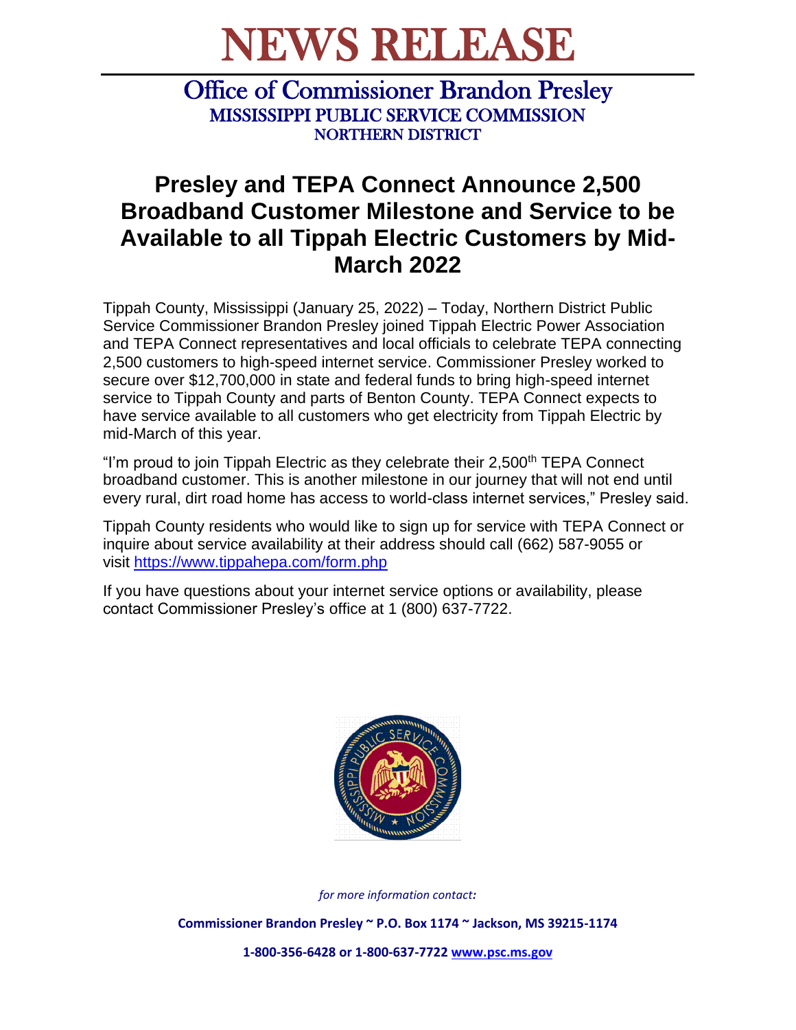# NEWS RELEASE

## Office of Commissioner Brandon Presley

### MISSISSIPPI PUBLIC SERVICE COMMISSION

### NORTHERN DISTRICT

# Presley and TEPA Connect Announce 2,500 Broadband Customer Milestone and Service to be Available to all Tippah Electric Customers by Mid-March 2022

Tippah County, Mississippi (January 25, 2022) – Today, Northern District Public Service Commissioner Brandon Presley joined Tippah Electric Power Association and TEPA Connect representatives and local officials to celebrate TEPA connecting 2,500 customers to high-speed internet service. Commissioner Presley worked to secure over $12,700,000 in state and federal funds to bring high-speed internet service to Tippah County and parts of Benton County. TEPA Connect expects to have service available to all customers who get electricity from Tippah Electric by mid-March of this year.

"I'm proud to join Tippah Electric as they celebrate their 2,500th TEPA Connect broadband customer. This is another milestone in our journey that will not end until every rural, dirt road home has access to world-class internet services," Presley said.

Tippah County residents who would like to sign up for service with TEPA Connect or inquire about service availability at their address should call (662) 587-9055 or visit https://www.tippahepa.com/form.php

If you have questions about your internet service options or availability, please contact Commissioner Presley's office at 1 (800) 637-7722.

*for more information contact:*

**Commissioner Brandon Presley ~ P.O. Box 1174 ~ Jackson, MS 39215-1174**

**1-800-356-6428 or 1-800-637-7722 www.psc.ms.gov**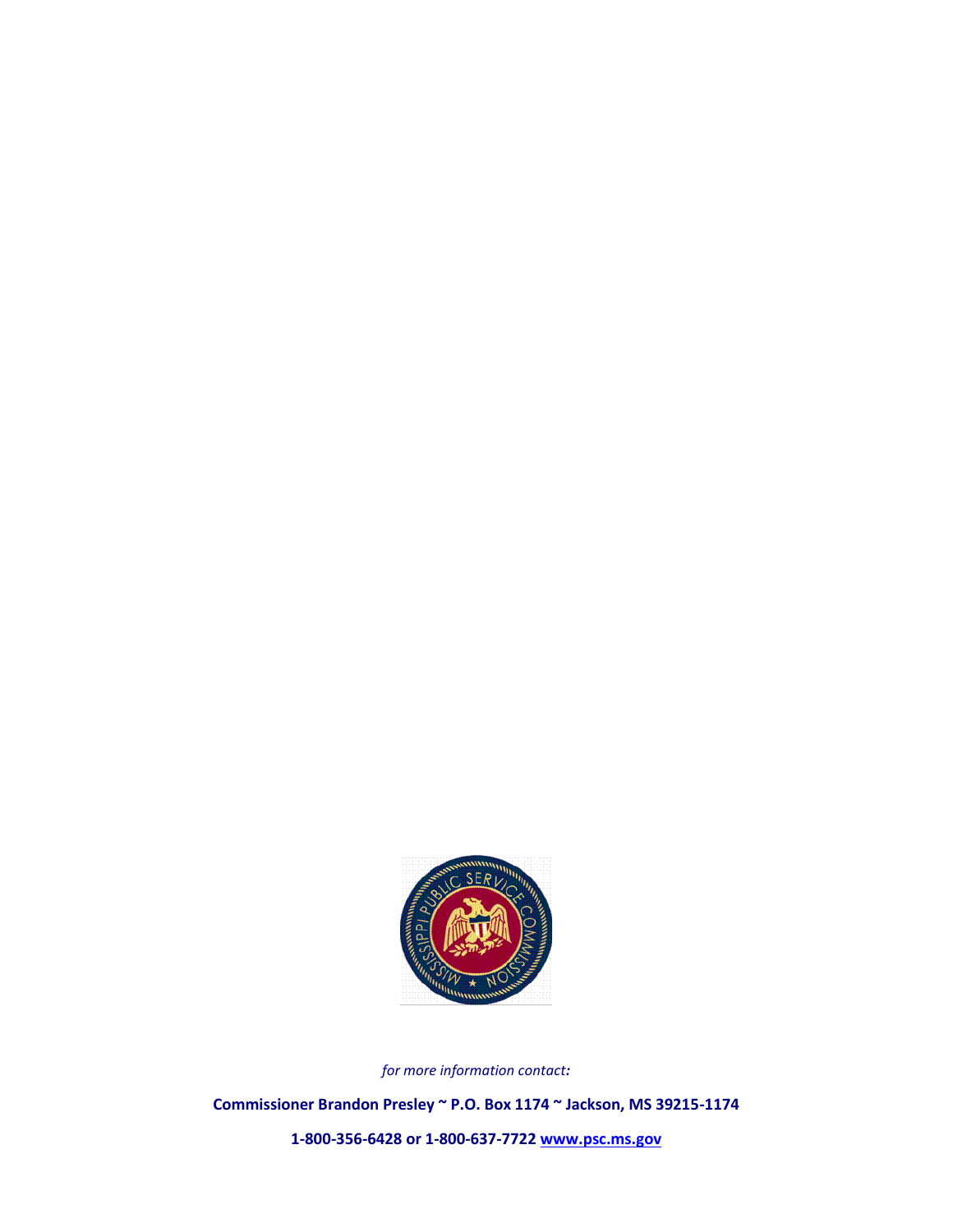*for more information contact:*

**Commissioner Brandon Presley ~ P.O. Box 1174 ~ Jackson, MS 39215-1174**

**1-800-356-6428 or 1-800-637-7722 [www.psc.ms.gov](http://www.psc.ms.gov)**